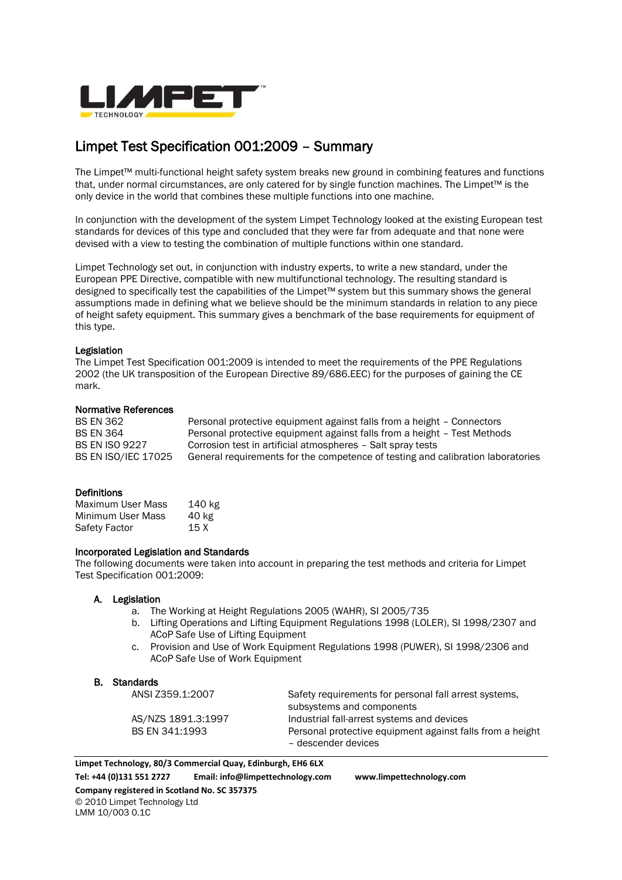# Limpet Test Specification 001:2009 – Summary

The Limpet™ multi-functional height safety system breaks new ground in combining features and functions that, under normal circumstances, are only catered for by single function machines. The Limpet™ is the only device in the world that combines these multiple functions into one machine.

In conjunction with the development of the system Limpet Technology looked at the existing European test standards for devices of this type and concluded that they were far from adequate and that none were devised with a view to testing the combination of multiple functions within one standard.

Limpet Technology set out, in conjunction with industry experts, to write a new standard, under the European PPE Directive, compatible with new multifunctional technology. The resulting standard is designed to specifically test the capabilities of the Limpet™ system but this summary shows the general assumptions made in defining what we believe should be the minimum standards in relation to any piece of height safety equipment. This summary gives a benchmark of the base requirements for equipment of this type.

## Legislation

The Limpet Test Specification 001:2009 is intended to meet the requirements of the PPE Regulations 2002 (the UK transposition of the European Directive 89/686.EEC) for the purposes of gaining the CE mark.

## Normative References

| | |
|---|---|
| BS EN 362 | Personal protective equipment against falls from a height – Connectors |
| BS EN 364 | Personal protective equipment against falls from a height – Test Methods |
| BS EN ISO 9227 | Corrosion test in artificial atmospheres – Salt spray tests |
| BS EN ISO/IEC 17025 | General requirements for the competence of testing and calibration laboratories |

## Definitions

| | |
|---|---|
| Maximum User Mass | 140 kg |
| Minimum User Mass | 40 kg |
| Safety Factor | 15 X |

## Incorporated Legislation and Standards

The following documents were taken into account in preparing the test methods and criteria for Limpet Test Specification 001:2009:

### A. Legislation

a. The Working at Height Regulations 2005 (WAHR), SI 2005/735
b. Lifting Operations and Lifting Equipment Regulations 1998 (LOLER), SI 1998/2307 and ACoP Safe Use of Lifting Equipment
c. Provision and Use of Work Equipment Regulations 1998 (PUWER), SI 1998/2306 and ACoP Safe Use of Work Equipment

### B. Standards

| | |
|---|---|
| ANSI Z359.1:2007 | Safety requirements for personal fall arrest systems, subsystems and components |
| AS/NZS 1891.3:1997 | Industrial fall-arrest systems and devices |
| BS EN 341:1993 | Personal protective equipment against falls from a height – descender devices |

**Limpet Technology, 80/3 Commercial Quay, Edinburgh, EH6 6LX**
**Tel: +44 (0)131 551 2727** **Email: info@limpettechnology.com** **www.limpettechnology.com**
**Company registered in Scotland No. SC 357375**
© 2010 Limpet Technology Ltd
LMM 10/003 0.1C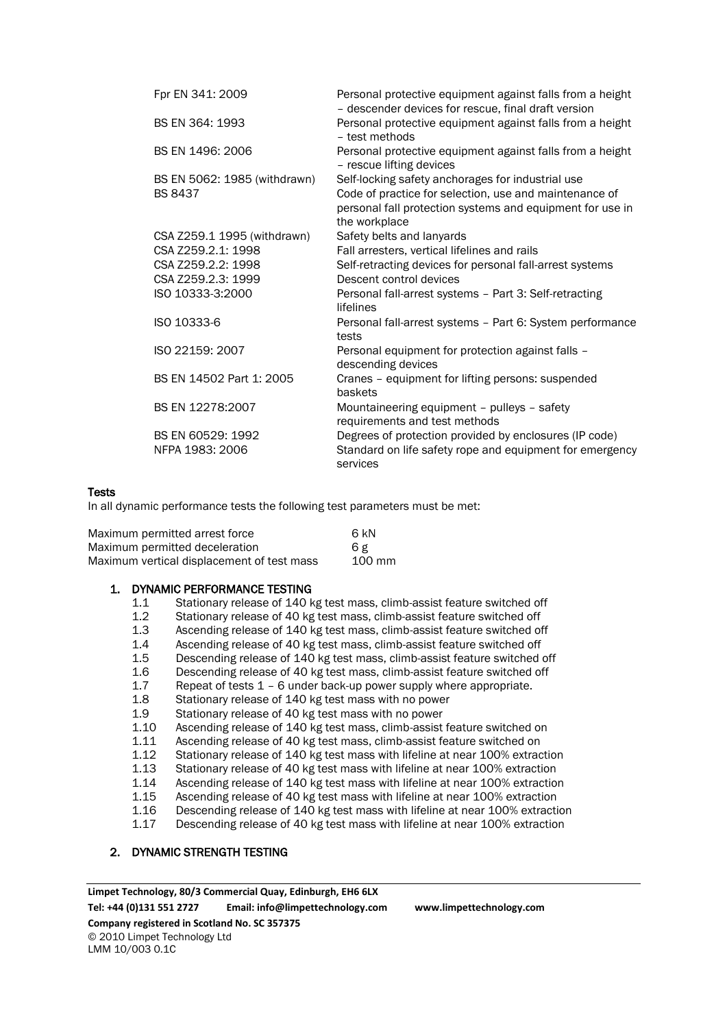| | |
|---|---|
| Fpr EN 341: 2009 | Personal protective equipment against falls from a height – descender devices for rescue, final draft version |
| BS EN 364: 1993 | Personal protective equipment against falls from a height – test methods |
| BS EN 1496: 2006 | Personal protective equipment against falls from a height – rescue lifting devices |
| BS EN 5062: 1985 (withdrawn) | Self-locking safety anchorages for industrial use |
| BS 8437 | Code of practice for selection, use and maintenance of personal fall protection systems and equipment for use in the workplace |
| CSA Z259.1 1995 (withdrawn) | Safety belts and lanyards |
| CSA Z259.2.1: 1998 | Fall arresters, vertical lifelines and rails |
| CSA Z259.2.2: 1998 | Self-retracting devices for personal fall-arrest systems |
| CSA Z259.2.3: 1999 | Descent control devices |
| ISO 10333-3:2000 | Personal fall-arrest systems – Part 3: Self-retracting lifelines |
| ISO 10333-6 | Personal fall-arrest systems – Part 6: System performance tests |
| ISO 22159: 2007 | Personal equipment for protection against falls – descending devices |
| BS EN 14502 Part 1: 2005 | Cranes – equipment for lifting persons: suspended baskets |
| BS EN 12278:2007 | Mountaineering equipment – pulleys – safety requirements and test methods |
| BS EN 60529: 1992 | Degrees of protection provided by enclosures (IP code) |
| NFPA 1983: 2006 | Standard on life safety rope and equipment for emergency services |

**Tests**

In all dynamic performance tests the following test parameters must be met:

| | |
|---|---|
| Maximum permitted arrest force | 6 kN |
| Maximum permitted deceleration | 6 g |
| Maximum vertical displacement of test mass | 100 mm |

## 1. DYNAMIC PERFORMANCE TESTING

- 1.1 Stationary release of 140 kg test mass, climb-assist feature switched off
- 1.2 Stationary release of 40 kg test mass, climb-assist feature switched off
- 1.3 Ascending release of 140 kg test mass, climb-assist feature switched off
- 1.4 Ascending release of 40 kg test mass, climb-assist feature switched off
- 1.5 Descending release of 140 kg test mass, climb-assist feature switched off
- 1.6 Descending release of 40 kg test mass, climb-assist feature switched off
- 1.7 Repeat of tests 1 – 6 under back-up power supply where appropriate.
- 1.8 Stationary release of 140 kg test mass with no power
- 1.9 Stationary release of 40 kg test mass with no power
- 1.10 Ascending release of 140 kg test mass, climb-assist feature switched on
- 1.11 Ascending release of 40 kg test mass, climb-assist feature switched on
- 1.12 Stationary release of 140 kg test mass with lifeline at near 100% extraction
- 1.13 Stationary release of 40 kg test mass with lifeline at near 100% extraction
- 1.14 Ascending release of 140 kg test mass with lifeline at near 100% extraction
- 1.15 Ascending release of 40 kg test mass with lifeline at near 100% extraction
- 1.16 Descending release of 140 kg test mass with lifeline at near 100% extraction
- 1.17 Descending release of 40 kg test mass with lifeline at near 100% extraction

## 2. DYNAMIC STRENGTH TESTING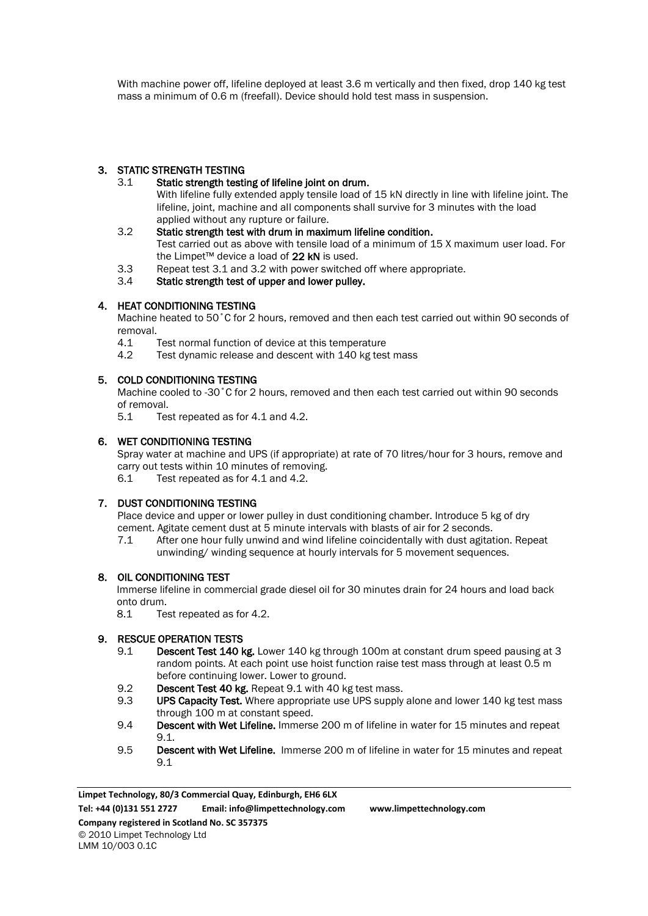With machine power off, lifeline deployed at least 3.6 m vertically and then fixed, drop 140 kg test mass a minimum of 0.6 m (freefall). Device should hold test mass in suspension.

## 3. STATIC STRENGTH TESTING

3.1 **Static strength testing of lifeline joint on drum.**
With lifeline fully extended apply tensile load of 15 kN directly in line with lifeline joint. The lifeline, joint, machine and all components shall survive for 3 minutes with the load applied without any rupture or failure.

3.2 **Static strength test with drum in maximum lifeline condition.**
Test carried out as above with tensile load of a minimum of 15 X maximum user load. For the Limpet™ device a load of **22 kN** is used.

3.3 Repeat test 3.1 and 3.2 with power switched off where appropriate.

3.4 **Static strength test of upper and lower pulley.**

## 4. HEAT CONDITIONING TESTING

Machine heated to 50˚C for 2 hours, removed and then each test carried out within 90 seconds of removal.

4.1 Test normal function of device at this temperature

4.2 Test dynamic release and descent with 140 kg test mass

## 5. COLD CONDITIONING TESTING

Machine cooled to -30˚C for 2 hours, removed and then each test carried out within 90 seconds of removal.

5.1 Test repeated as for 4.1 and 4.2.

## 6. WET CONDITIONING TESTING

Spray water at machine and UPS (if appropriate) at rate of 70 litres/hour for 3 hours, remove and carry out tests within 10 minutes of removing.

6.1 Test repeated as for 4.1 and 4.2.

## 7. DUST CONDITIONING TESTING

Place device and upper or lower pulley in dust conditioning chamber. Introduce 5 kg of dry cement. Agitate cement dust at 5 minute intervals with blasts of air for 2 seconds.

7.1 After one hour fully unwind and wind lifeline coincidentally with dust agitation. Repeat unwinding/ winding sequence at hourly intervals for 5 movement sequences.

## 8. OIL CONDITIONING TEST

Immerse lifeline in commercial grade diesel oil for 30 minutes drain for 24 hours and load back onto drum.

8.1 Test repeated as for 4.2.

## 9. RESCUE OPERATION TESTS

9.1 **Descent Test 140 kg.** Lower 140 kg through 100m at constant drum speed pausing at 3 random points. At each point use hoist function raise test mass through at least 0.5 m before continuing lower. Lower to ground.

9.2 **Descent Test 40 kg.** Repeat 9.1 with 40 kg test mass.

9.3 **UPS Capacity Test.** Where appropriate use UPS supply alone and lower 140 kg test mass through 100 m at constant speed.

9.4 **Descent with Wet Lifeline.** Immerse 200 m of lifeline in water for 15 minutes and repeat 9.1.

9.5 **Descent with Wet Lifeline.** Immerse 200 m of lifeline in water for 15 minutes and repeat 9.1

**Limpet Technology, 80/3 Commercial Quay, Edinburgh, EH6 6LX**
**Tel: +44 (0)131 551 2727 Email: info@limpettechnology.com www.limpettechnology.com**
**Company registered in Scotland No. SC 357375**
© 2010 Limpet Technology Ltd
LMM 10/003 0.1C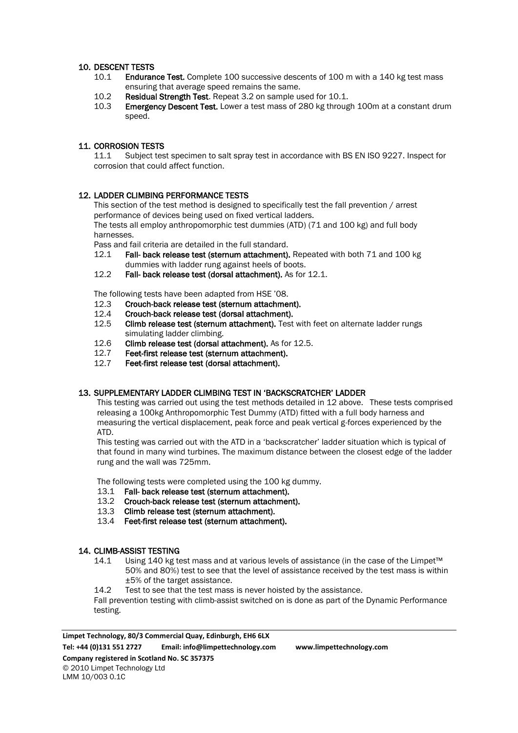## 10. DESCENT TESTS

10.1 **Endurance Test.** Complete 100 successive descents of 100 m with a 140 kg test mass ensuring that average speed remains the same.

10.2 **Residual Strength Test**. Repeat 3.2 on sample used for 10.1.

10.3 **Emergency Descent Test.** Lower a test mass of 280 kg through 100m at a constant drum speed.

## 11. CORROSION TESTS

11.1 Subject test specimen to salt spray test in accordance with BS EN ISO 9227. Inspect for corrosion that could affect function.

## 12. LADDER CLIMBING PERFORMANCE TESTS

This section of the test method is designed to specifically test the fall prevention / arrest performance of devices being used on fixed vertical ladders.

The tests all employ anthropomorphic test dummies (ATD) (71 and 100 kg) and full body harnesses.

Pass and fail criteria are detailed in the full standard.

12.1 **Fall- back release test (sternum attachment).** Repeated with both 71 and 100 kg dummies with ladder rung against heels of boots.

12.2 **Fall- back release test (dorsal attachment).** As for 12.1.

The following tests have been adapted from HSE '08.

12.3 **Crouch-back release test (sternum attachment).**

12.4 **Crouch-back release test (dorsal attachment).**

12.5 **Climb release test (sternum attachment).** Test with feet on alternate ladder rungs simulating ladder climbing.

12.6 **Climb release test (dorsal attachment).** As for 12.5.

12.7 **Feet-first release test (sternum attachment).**

12.7 **Feet-first release test (dorsal attachment).**

## 13. SUPPLEMENTARY LADDER CLIMBING TEST IN 'BACKSCRATCHER' LADDER

This testing was carried out using the test methods detailed in 12 above. These tests comprised releasing a 100kg Anthropomorphic Test Dummy (ATD) fitted with a full body harness and measuring the vertical displacement, peak force and peak vertical g-forces experienced by the ATD.

This testing was carried out with the ATD in a 'backscratcher' ladder situation which is typical of that found in many wind turbines. The maximum distance between the closest edge of the ladder rung and the wall was 725mm.

The following tests were completed using the 100 kg dummy.

13.1 **Fall- back release test (sternum attachment).**

13.2 **Crouch-back release test (sternum attachment).**

13.3 **Climb release test (sternum attachment).**

13.4 **Feet-first release test (sternum attachment).**

## 14. CLIMB-ASSIST TESTING

14.1 Using 140 kg test mass and at various levels of assistance (in the case of the Limpet™ 50% and 80%) test to see that the level of assistance received by the test mass is within ±5% of the target assistance.

14.2 Test to see that the test mass is never hoisted by the assistance.

Fall prevention testing with climb-assist switched on is done as part of the Dynamic Performance testing.

**Limpet Technology, 80/3 Commercial Quay, Edinburgh, EH6 6LX**
**Tel: +44 (0)131 551 2727 Email: info@limpettechnology.com www.limpettechnology.com**
**Company registered in Scotland No. SC 357375**
© 2010 Limpet Technology Ltd
LMM 10/003 0.1C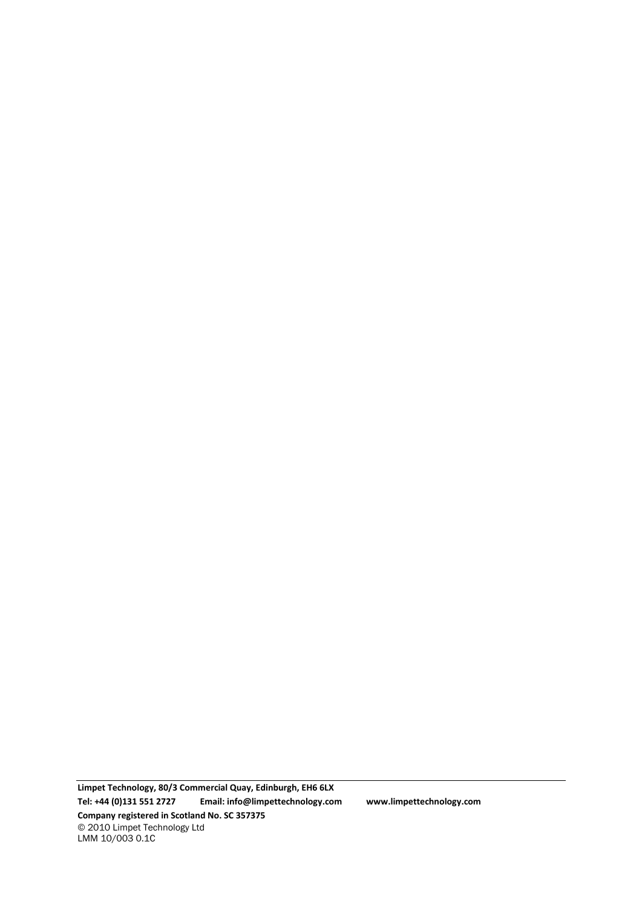**Limpet Technology, 80/3 Commercial Quay, Edinburgh, EH6 6LX**

**Tel: +44 (0)131 551 2727** **Email: info@limpettechnology.com** **www.limpettechnology.com**

**Company registered in Scotland No. SC 357375**

© 2010 Limpet Technology Ltd

LMM 10/003 0.1C